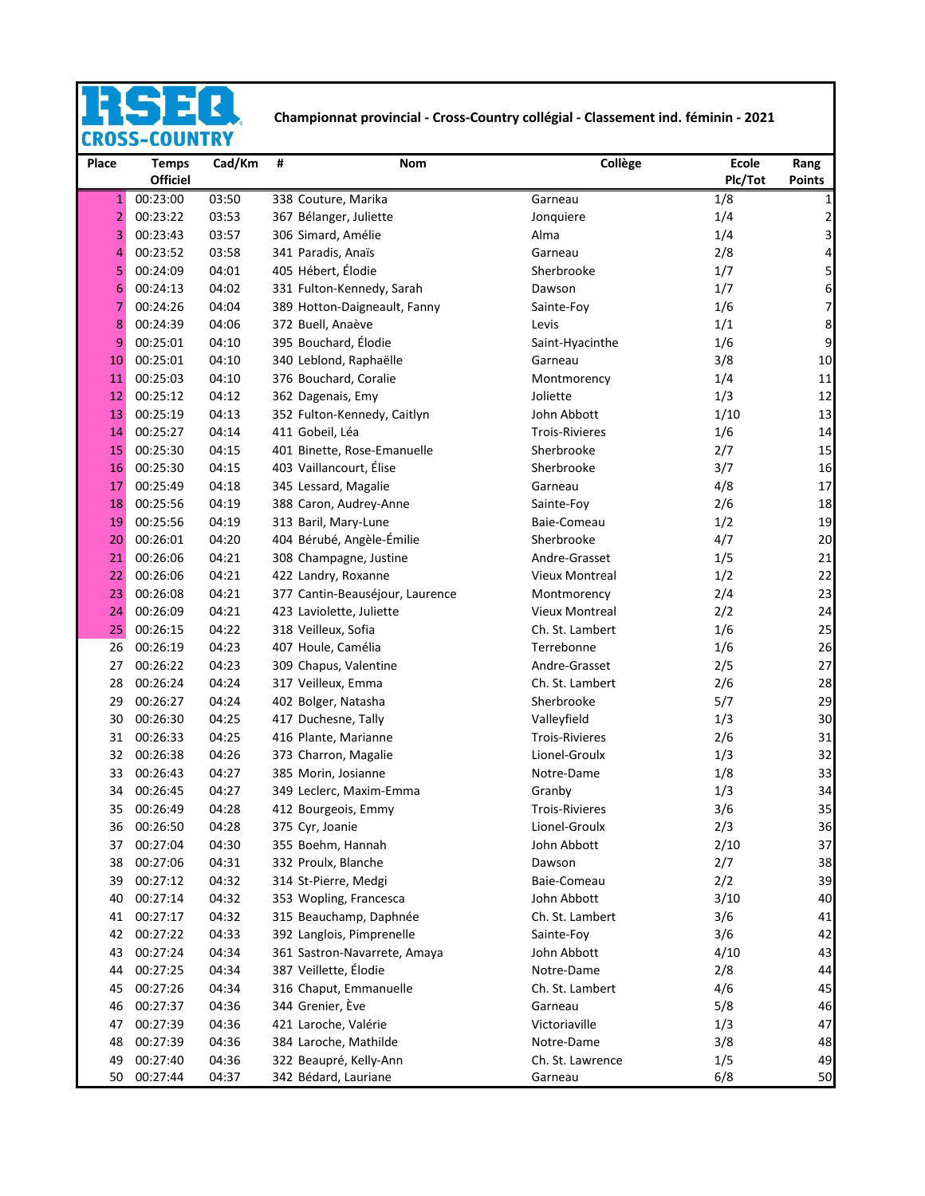RSEQ CROSS-COUNTRY

# Championnat provincial - Cross-Country collégial - Classement ind. féminin - 2021

| Place | Temps Officiel | Cad/Km | # | Nom | Collège | Ecole Plc/Tot | Rang Points |
|---|---|---|---|---|---|---|---|
| 1 | 00:23:00 | 03:50 | 338 | Couture, Marika | Garneau | 1/8 | 1 |
| 2 | 00:23:22 | 03:53 | 367 | Bélanger, Juliette | Jonquiere | 1/4 | 2 |
| 3 | 00:23:43 | 03:57 | 306 | Simard, Amélie | Alma | 1/4 | 3 |
| 4 | 00:23:52 | 03:58 | 341 | Paradis, Anaïs | Garneau | 2/8 | 4 |
| 5 | 00:24:09 | 04:01 | 405 | Hébert, Élodie | Sherbrooke | 1/7 | 5 |
| 6 | 00:24:13 | 04:02 | 331 | Fulton-Kennedy, Sarah | Dawson | 1/7 | 6 |
| 7 | 00:24:26 | 04:04 | 389 | Hotton-Daigneault, Fanny | Sainte-Foy | 1/6 | 7 |
| 8 | 00:24:39 | 04:06 | 372 | Buell, Anaève | Levis | 1/1 | 8 |
| 9 | 00:25:01 | 04:10 | 395 | Bouchard, Élodie | Saint-Hyacinthe | 1/6 | 9 |
| 10 | 00:25:01 | 04:10 | 340 | Leblond, Raphaëlle | Garneau | 3/8 | 10 |
| 11 | 00:25:03 | 04:10 | 376 | Bouchard, Coralie | Montmorency | 1/4 | 11 |
| 12 | 00:25:12 | 04:12 | 362 | Dagenais, Emy | Joliette | 1/3 | 12 |
| 13 | 00:25:19 | 04:13 | 352 | Fulton-Kennedy, Caitlyn | John Abbott | 1/10 | 13 |
| 14 | 00:25:27 | 04:14 | 411 | Gobeil, Léa | Trois-Rivieres | 1/6 | 14 |
| 15 | 00:25:30 | 04:15 | 401 | Binette, Rose-Emanuelle | Sherbrooke | 2/7 | 15 |
| 16 | 00:25:30 | 04:15 | 403 | Vaillancourt, Élise | Sherbrooke | 3/7 | 16 |
| 17 | 00:25:49 | 04:18 | 345 | Lessard, Magalie | Garneau | 4/8 | 17 |
| 18 | 00:25:56 | 04:19 | 388 | Caron, Audrey-Anne | Sainte-Foy | 2/6 | 18 |
| 19 | 00:25:56 | 04:19 | 313 | Baril, Mary-Lune | Baie-Comeau | 1/2 | 19 |
| 20 | 00:26:01 | 04:20 | 404 | Bérubé, Angèle-Émilie | Sherbrooke | 4/7 | 20 |
| 21 | 00:26:06 | 04:21 | 308 | Champagne, Justine | Andre-Grasset | 1/5 | 21 |
| 22 | 00:26:06 | 04:21 | 422 | Landry, Roxanne | Vieux Montreal | 1/2 | 22 |
| 23 | 00:26:08 | 04:21 | 377 | Cantin-Beauséjour, Laurence | Montmorency | 2/4 | 23 |
| 24 | 00:26:09 | 04:21 | 423 | Laviolette, Juliette | Vieux Montreal | 2/2 | 24 |
| 25 | 00:26:15 | 04:22 | 318 | Veilleux, Sofia | Ch. St. Lambert | 1/6 | 25 |
| 26 | 00:26:19 | 04:23 | 407 | Houle, Camélia | Terrebonne | 1/6 | 26 |
| 27 | 00:26:22 | 04:23 | 309 | Chapus, Valentine | Andre-Grasset | 2/5 | 27 |
| 28 | 00:26:24 | 04:24 | 317 | Veilleux, Emma | Ch. St. Lambert | 2/6 | 28 |
| 29 | 00:26:27 | 04:24 | 402 | Bolger, Natasha | Sherbrooke | 5/7 | 29 |
| 30 | 00:26:30 | 04:25 | 417 | Duchesne, Tally | Valleyfield | 1/3 | 30 |
| 31 | 00:26:33 | 04:25 | 416 | Plante, Marianne | Trois-Rivieres | 2/6 | 31 |
| 32 | 00:26:38 | 04:26 | 373 | Charron, Magalie | Lionel-Groulx | 1/3 | 32 |
| 33 | 00:26:43 | 04:27 | 385 | Morin, Josianne | Notre-Dame | 1/8 | 33 |
| 34 | 00:26:45 | 04:27 | 349 | Leclerc, Maxim-Emma | Granby | 1/3 | 34 |
| 35 | 00:26:49 | 04:28 | 412 | Bourgeois, Emmy | Trois-Rivieres | 3/6 | 35 |
| 36 | 00:26:50 | 04:28 | 375 | Cyr, Joanie | Lionel-Groulx | 2/3 | 36 |
| 37 | 00:27:04 | 04:30 | 355 | Boehm, Hannah | John Abbott | 2/10 | 37 |
| 38 | 00:27:06 | 04:31 | 332 | Proulx, Blanche | Dawson | 2/7 | 38 |
| 39 | 00:27:12 | 04:32 | 314 | St-Pierre, Medgi | Baie-Comeau | 2/2 | 39 |
| 40 | 00:27:14 | 04:32 | 353 | Wopling, Francesca | John Abbott | 3/10 | 40 |
| 41 | 00:27:17 | 04:32 | 315 | Beauchamp, Daphnée | Ch. St. Lambert | 3/6 | 41 |
| 42 | 00:27:22 | 04:33 | 392 | Langlois, Pimprenelle | Sainte-Foy | 3/6 | 42 |
| 43 | 00:27:24 | 04:34 | 361 | Sastron-Navarrete, Amaya | John Abbott | 4/10 | 43 |
| 44 | 00:27:25 | 04:34 | 387 | Veillette, Élodie | Notre-Dame | 2/8 | 44 |
| 45 | 00:27:26 | 04:34 | 316 | Chaput, Emmanuelle | Ch. St. Lambert | 4/6 | 45 |
| 46 | 00:27:37 | 04:36 | 344 | Grenier, Ève | Garneau | 5/8 | 46 |
| 47 | 00:27:39 | 04:36 | 421 | Laroche, Valérie | Victoriaville | 1/3 | 47 |
| 48 | 00:27:39 | 04:36 | 384 | Laroche, Mathilde | Notre-Dame | 3/8 | 48 |
| 49 | 00:27:40 | 04:36 | 322 | Beaupré, Kelly-Ann | Ch. St. Lawrence | 1/5 | 49 |
| 50 | 00:27:44 | 04:37 | 342 | Bédard, Lauriane | Garneau | 6/8 | 50 |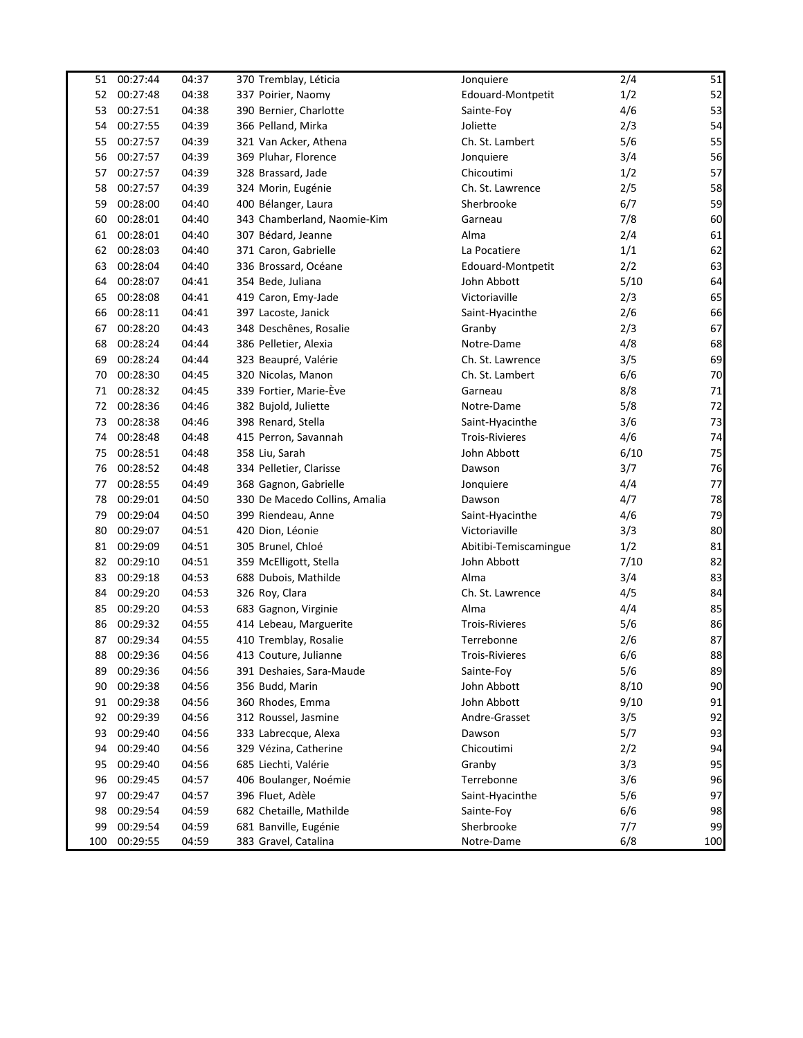| | | | | | | |
|---|---|---|---|---|---|---|
| 51 | 00:27:44 | 04:37 | 370 Tremblay, Léticia | Jonquiere | 2/4 | 51 |
| 52 | 00:27:48 | 04:38 | 337 Poirier, Naomy | Edouard-Montpetit | 1/2 | 52 |
| 53 | 00:27:51 | 04:38 | 390 Bernier, Charlotte | Sainte-Foy | 4/6 | 53 |
| 54 | 00:27:55 | 04:39 | 366 Pelland, Mirka | Joliette | 2/3 | 54 |
| 55 | 00:27:57 | 04:39 | 321 Van Acker, Athena | Ch. St. Lambert | 5/6 | 55 |
| 56 | 00:27:57 | 04:39 | 369 Pluhar, Florence | Jonquiere | 3/4 | 56 |
| 57 | 00:27:57 | 04:39 | 328 Brassard, Jade | Chicoutimi | 1/2 | 57 |
| 58 | 00:27:57 | 04:39 | 324 Morin, Eugénie | Ch. St. Lawrence | 2/5 | 58 |
| 59 | 00:28:00 | 04:40 | 400 Bélanger, Laura | Sherbrooke | 6/7 | 59 |
| 60 | 00:28:01 | 04:40 | 343 Chamberland, Naomie-Kim | Garneau | 7/8 | 60 |
| 61 | 00:28:01 | 04:40 | 307 Bédard, Jeanne | Alma | 2/4 | 61 |
| 62 | 00:28:03 | 04:40 | 371 Caron, Gabrielle | La Pocatiere | 1/1 | 62 |
| 63 | 00:28:04 | 04:40 | 336 Brossard, Océane | Edouard-Montpetit | 2/2 | 63 |
| 64 | 00:28:07 | 04:41 | 354 Bede, Juliana | John Abbott | 5/10 | 64 |
| 65 | 00:28:08 | 04:41 | 419 Caron, Emy-Jade | Victoriaville | 2/3 | 65 |
| 66 | 00:28:11 | 04:41 | 397 Lacoste, Janick | Saint-Hyacinthe | 2/6 | 66 |
| 67 | 00:28:20 | 04:43 | 348 Deschênes, Rosalie | Granby | 2/3 | 67 |
| 68 | 00:28:24 | 04:44 | 386 Pelletier, Alexia | Notre-Dame | 4/8 | 68 |
| 69 | 00:28:24 | 04:44 | 323 Beaupré, Valérie | Ch. St. Lawrence | 3/5 | 69 |
| 70 | 00:28:30 | 04:45 | 320 Nicolas, Manon | Ch. St. Lambert | 6/6 | 70 |
| 71 | 00:28:32 | 04:45 | 339 Fortier, Marie-Ève | Garneau | 8/8 | 71 |
| 72 | 00:28:36 | 04:46 | 382 Bujold, Juliette | Notre-Dame | 5/8 | 72 |
| 73 | 00:28:38 | 04:46 | 398 Renard, Stella | Saint-Hyacinthe | 3/6 | 73 |
| 74 | 00:28:48 | 04:48 | 415 Perron, Savannah | Trois-Rivieres | 4/6 | 74 |
| 75 | 00:28:51 | 04:48 | 358 Liu, Sarah | John Abbott | 6/10 | 75 |
| 76 | 00:28:52 | 04:48 | 334 Pelletier, Clarisse | Dawson | 3/7 | 76 |
| 77 | 00:28:55 | 04:49 | 368 Gagnon, Gabrielle | Jonquiere | 4/4 | 77 |
| 78 | 00:29:01 | 04:50 | 330 De Macedo Collins, Amalia | Dawson | 4/7 | 78 |
| 79 | 00:29:04 | 04:50 | 399 Riendeau, Anne | Saint-Hyacinthe | 4/6 | 79 |
| 80 | 00:29:07 | 04:51 | 420 Dion, Léonie | Victoriaville | 3/3 | 80 |
| 81 | 00:29:09 | 04:51 | 305 Brunel, Chloé | Abitibi-Temiscamingue | 1/2 | 81 |
| 82 | 00:29:10 | 04:51 | 359 McElligott, Stella | John Abbott | 7/10 | 82 |
| 83 | 00:29:18 | 04:53 | 688 Dubois, Mathilde | Alma | 3/4 | 83 |
| 84 | 00:29:20 | 04:53 | 326 Roy, Clara | Ch. St. Lawrence | 4/5 | 84 |
| 85 | 00:29:20 | 04:53 | 683 Gagnon, Virginie | Alma | 4/4 | 85 |
| 86 | 00:29:32 | 04:55 | 414 Lebeau, Marguerite | Trois-Rivieres | 5/6 | 86 |
| 87 | 00:29:34 | 04:55 | 410 Tremblay, Rosalie | Terrebonne | 2/6 | 87 |
| 88 | 00:29:36 | 04:56 | 413 Couture, Julianne | Trois-Rivieres | 6/6 | 88 |
| 89 | 00:29:36 | 04:56 | 391 Deshaies, Sara-Maude | Sainte-Foy | 5/6 | 89 |
| 90 | 00:29:38 | 04:56 | 356 Budd, Marin | John Abbott | 8/10 | 90 |
| 91 | 00:29:38 | 04:56 | 360 Rhodes, Emma | John Abbott | 9/10 | 91 |
| 92 | 00:29:39 | 04:56 | 312 Roussel, Jasmine | Andre-Grasset | 3/5 | 92 |
| 93 | 00:29:40 | 04:56 | 333 Labrecque, Alexa | Dawson | 5/7 | 93 |
| 94 | 00:29:40 | 04:56 | 329 Vézina, Catherine | Chicoutimi | 2/2 | 94 |
| 95 | 00:29:40 | 04:56 | 685 Liechti, Valérie | Granby | 3/3 | 95 |
| 96 | 00:29:45 | 04:57 | 406 Boulanger, Noémie | Terrebonne | 3/6 | 96 |
| 97 | 00:29:47 | 04:57 | 396 Fluet, Adèle | Saint-Hyacinthe | 5/6 | 97 |
| 98 | 00:29:54 | 04:59 | 682 Chetaille, Mathilde | Sainte-Foy | 6/6 | 98 |
| 99 | 00:29:54 | 04:59 | 681 Banville, Eugénie | Sherbrooke | 7/7 | 99 |
| 100 | 00:29:55 | 04:59 | 383 Gravel, Catalina | Notre-Dame | 6/8 | 100 |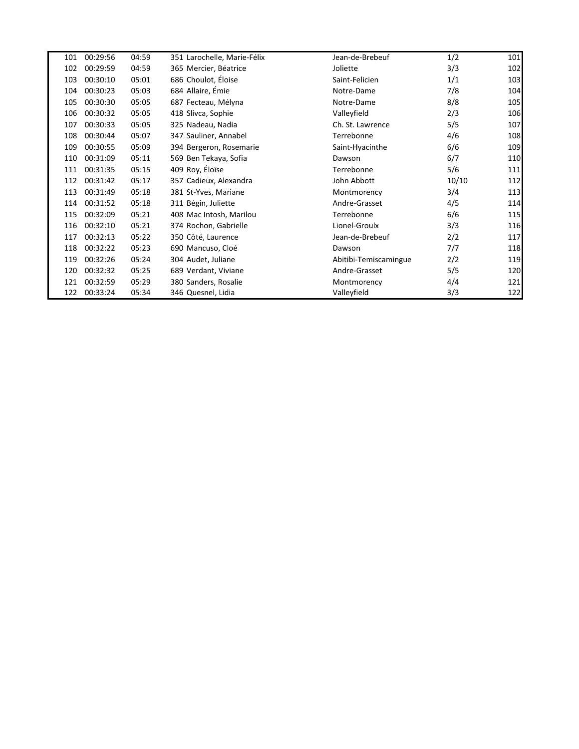| | | | | | | | |
|---|---|---|---|---|---|---|---|
| 101 | 00:29:56 | 04:59 | 351 | Larochelle, Marie-Félix | Jean-de-Brebeuf | 1/2 | 101 |
| 102 | 00:29:59 | 04:59 | 365 | Mercier, Béatrice | Joliette | 3/3 | 102 |
| 103 | 00:30:10 | 05:01 | 686 | Choulot, Éloise | Saint-Felicien | 1/1 | 103 |
| 104 | 00:30:23 | 05:03 | 684 | Allaire, Émie | Notre-Dame | 7/8 | 104 |
| 105 | 00:30:30 | 05:05 | 687 | Fecteau, Mélyna | Notre-Dame | 8/8 | 105 |
| 106 | 00:30:32 | 05:05 | 418 | Slivca, Sophie | Valleyfield | 2/3 | 106 |
| 107 | 00:30:33 | 05:05 | 325 | Nadeau, Nadia | Ch. St. Lawrence | 5/5 | 107 |
| 108 | 00:30:44 | 05:07 | 347 | Sauliner, Annabel | Terrebonne | 4/6 | 108 |
| 109 | 00:30:55 | 05:09 | 394 | Bergeron, Rosemarie | Saint-Hyacinthe | 6/6 | 109 |
| 110 | 00:31:09 | 05:11 | 569 | Ben Tekaya, Sofia | Dawson | 6/7 | 110 |
| 111 | 00:31:35 | 05:15 | 409 | Roy, Éloïse | Terrebonne | 5/6 | 111 |
| 112 | 00:31:42 | 05:17 | 357 | Cadieux, Alexandra | John Abbott | 10/10 | 112 |
| 113 | 00:31:49 | 05:18 | 381 | St-Yves, Mariane | Montmorency | 3/4 | 113 |
| 114 | 00:31:52 | 05:18 | 311 | Bégin, Juliette | Andre-Grasset | 4/5 | 114 |
| 115 | 00:32:09 | 05:21 | 408 | Mac Intosh, Marilou | Terrebonne | 6/6 | 115 |
| 116 | 00:32:10 | 05:21 | 374 | Rochon, Gabrielle | Lionel-Groulx | 3/3 | 116 |
| 117 | 00:32:13 | 05:22 | 350 | Côté, Laurence | Jean-de-Brebeuf | 2/2 | 117 |
| 118 | 00:32:22 | 05:23 | 690 | Mancuso, Cloé | Dawson | 7/7 | 118 |
| 119 | 00:32:26 | 05:24 | 304 | Audet, Juliane | Abitibi-Temiscamingue | 2/2 | 119 |
| 120 | 00:32:32 | 05:25 | 689 | Verdant, Viviane | Andre-Grasset | 5/5 | 120 |
| 121 | 00:32:59 | 05:29 | 380 | Sanders, Rosalie | Montmorency | 4/4 | 121 |
| 122 | 00:33:24 | 05:34 | 346 | Quesnel, Lidia | Valleyfield | 3/3 | 122 |